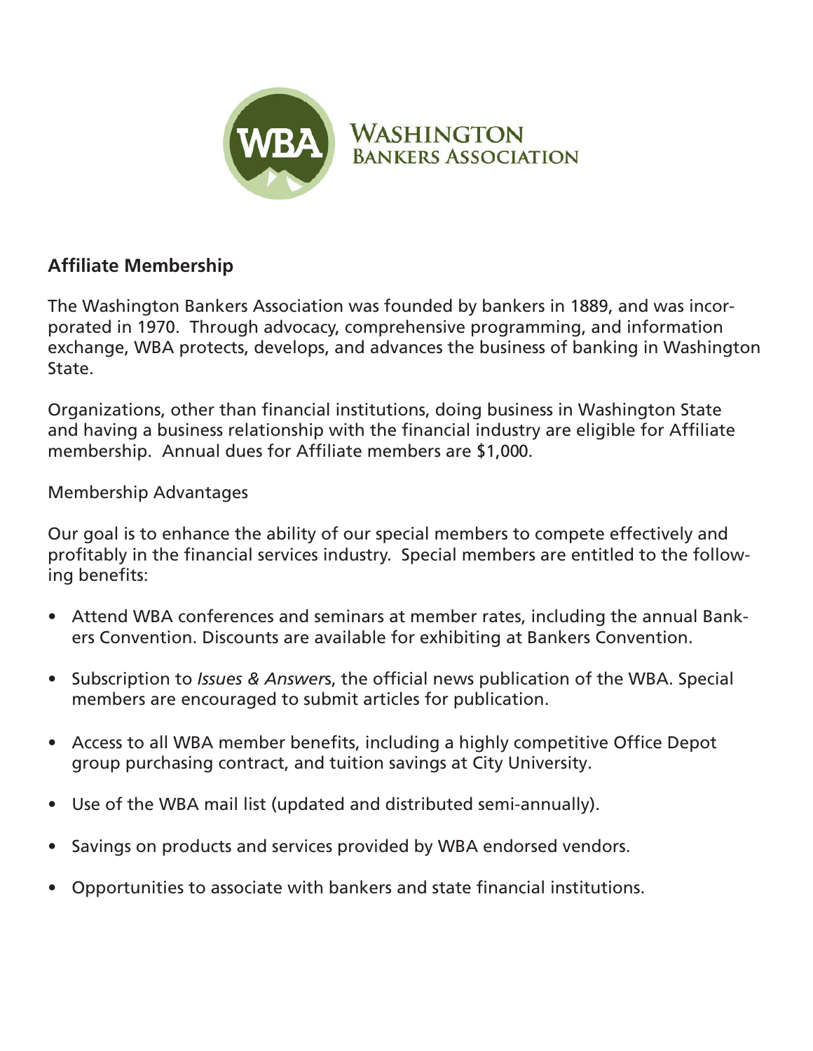**WBA** WASHINGTON BANKERS ASSOCIATION

## Affiliate Membership

The Washington Bankers Association was founded by bankers in 1889, and was incorporated in 1970. Through advocacy, comprehensive programming, and information exchange, WBA protects, develops, and advances the business of banking in Washington State.

Organizations, other than financial institutions, doing business in Washington State and having a business relationship with the financial industry are eligible for Affiliate membership. Annual dues for Affiliate members are $1,000.

Membership Advantages

Our goal is to enhance the ability of our special members to compete effectively and profitably in the financial services industry. Special members are entitled to the following benefits:

- Attend WBA conferences and seminars at member rates, including the annual Bankers Convention. Discounts are available for exhibiting at Bankers Convention.
- Subscription to *Issues & Answers*, the official news publication of the WBA. Special members are encouraged to submit articles for publication.
- Access to all WBA member benefits, including a highly competitive Office Depot group purchasing contract, and tuition savings at City University.
- Use of the WBA mail list (updated and distributed semi-annually).
- Savings on products and services provided by WBA endorsed vendors.
- Opportunities to associate with bankers and state financial institutions.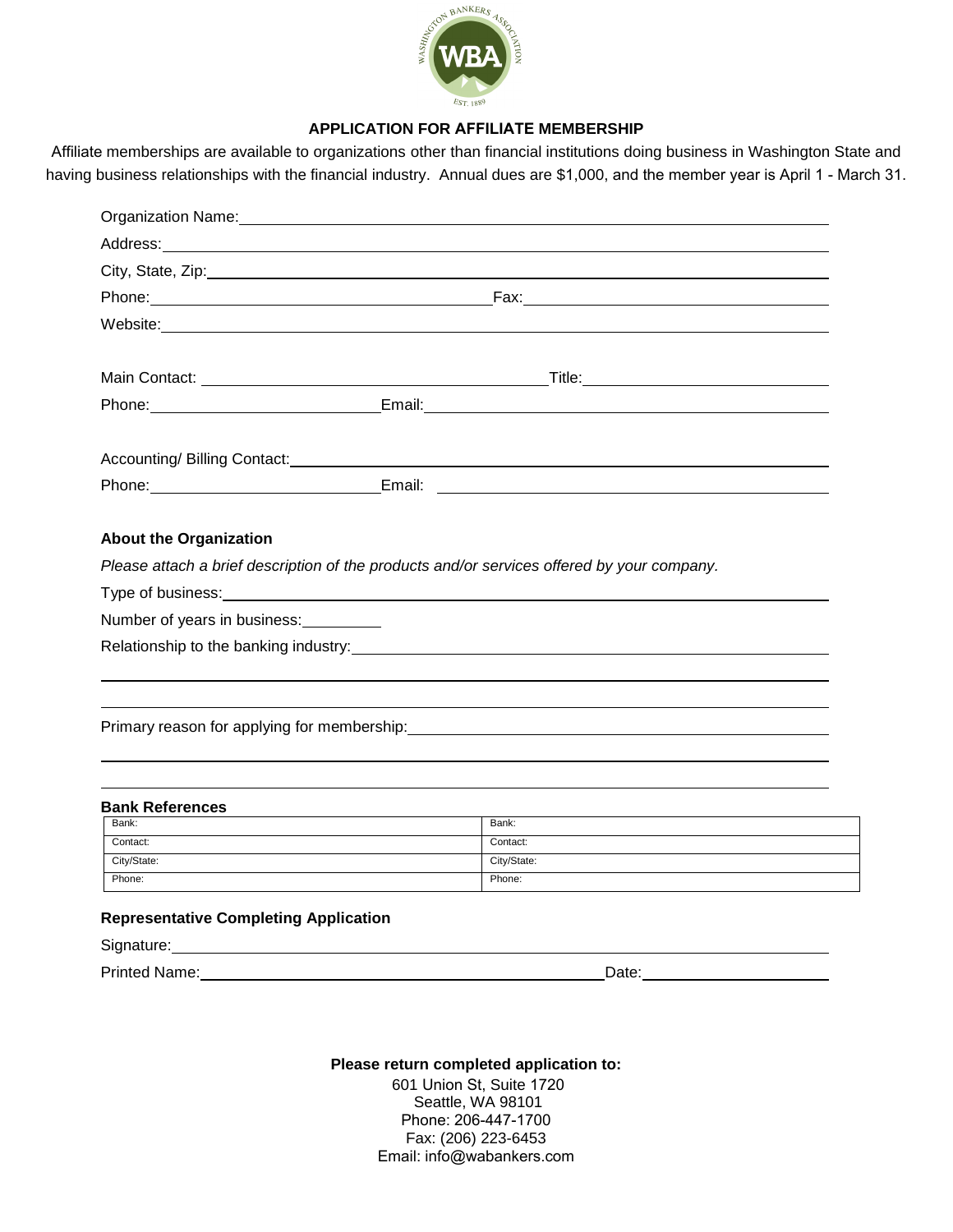# APPLICATION FOR AFFILIATE MEMBERSHIP

Affiliate memberships are available to organizations other than financial institutions doing business in Washington State and having business relationships with the financial industry. Annual dues are $1,000, and the member year is April 1 - March 31.

Organization Name:

Address:

City, State, Zip:

Phone: Fax:

Website:

Main Contact: Title:

Phone: Email:

Accounting/ Billing Contact:

Phone: Email:

**About the Organization**

*Please attach a brief description of the products and/or services offered by your company.*

Type of business:

Number of years in business:

Relationship to the banking industry:

Primary reason for applying for membership:

**Bank References**

| | |
|---|---|
| Bank: | Bank: |
| Contact: | Contact: |
| City/State: | City/State: |
| Phone: | Phone: |

**Representative Completing Application**

Signature:

Printed Name: Date:

**Please return completed application to:**

601 Union St, Suite 1720
Seattle, WA 98101
Phone: 206-447-1700
Fax: (206) 223-6453
Email: info@wabankers.com